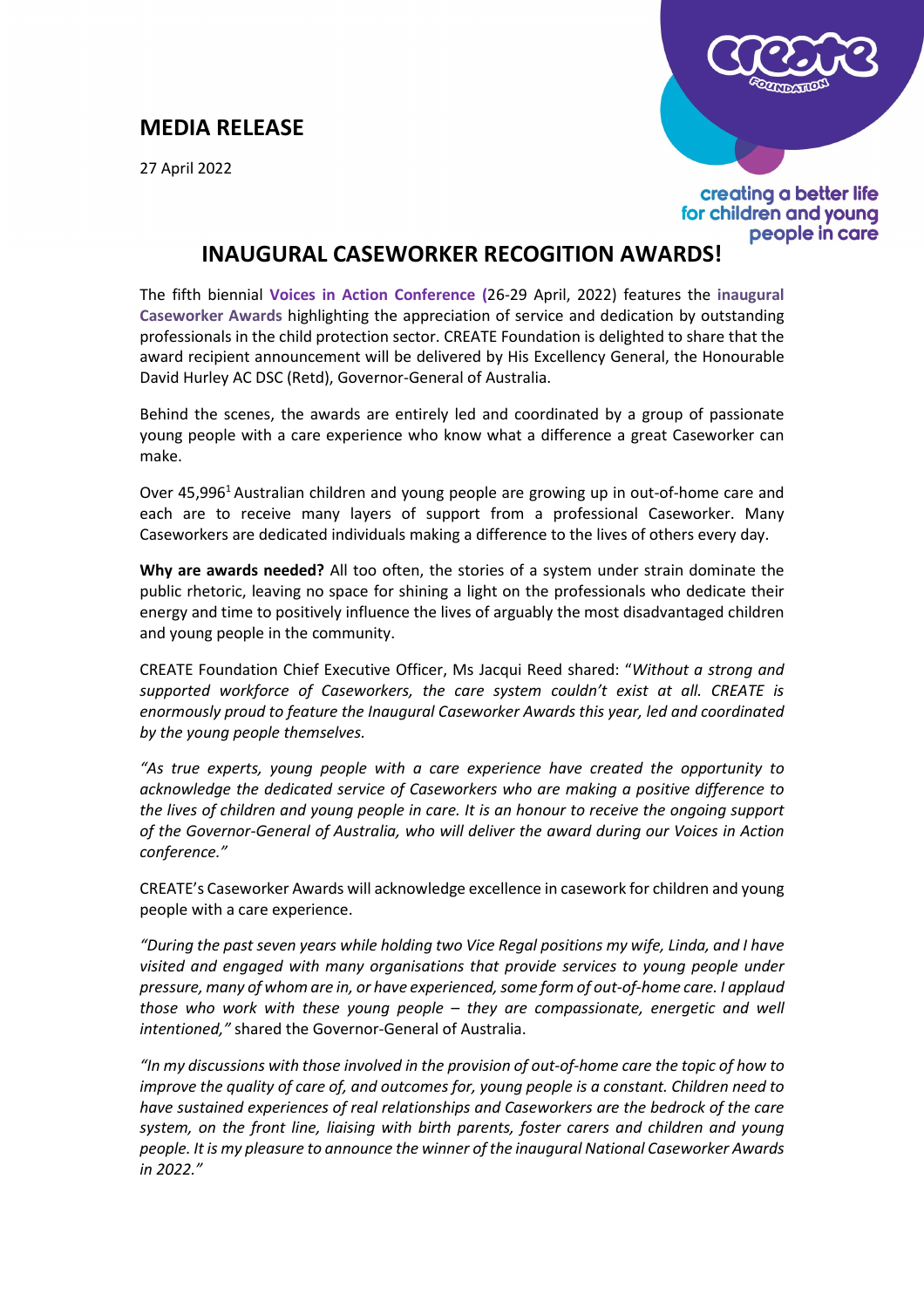# MEDIA RELEASE

27 April 2022

creating a better life for children and young people in care

## INAUGURAL CASEWORKER RECOGITION AWARDS!

The fifth biennial **Voices in Action Conference (**26-29 April, 2022) features the **inaugural Caseworker Awards** highlighting the appreciation of service and dedication by outstanding professionals in the child protection sector. CREATE Foundation is delighted to share that the award recipient announcement will be delivered by His Excellency General, the Honourable David Hurley AC DSC (Retd), Governor-General of Australia.

Behind the scenes, the awards are entirely led and coordinated by a group of passionate young people with a care experience who know what a difference a great Caseworker can make.

Over 45,996[1] Australian children and young people are growing up in out-of-home care and each are to receive many layers of support from a professional Caseworker. Many Caseworkers are dedicated individuals making a difference to the lives of others every day.

**Why are awards needed?** All too often, the stories of a system under strain dominate the public rhetoric, leaving no space for shining a light on the professionals who dedicate their energy and time to positively influence the lives of arguably the most disadvantaged children and young people in the community.

CREATE Foundation Chief Executive Officer, Ms Jacqui Reed shared: "*Without a strong and supported workforce of Caseworkers, the care system couldn't exist at all. CREATE is enormously proud to feature the Inaugural Caseworker Awards this year, led and coordinated by the young people themselves.*

*"As true experts, young people with a care experience have created the opportunity to acknowledge the dedicated service of Caseworkers who are making a positive difference to the lives of children and young people in care. It is an honour to receive the ongoing support of the Governor-General of Australia, who will deliver the award during our Voices in Action conference."*

CREATE's Caseworker Awards will acknowledge excellence in casework for children and young people with a care experience.

*"During the past seven years while holding two Vice Regal positions my wife, Linda, and I have visited and engaged with many organisations that provide services to young people under pressure, many of whom are in, or have experienced, some form of out-of-home care. I applaud those who work with these young people – they are compassionate, energetic and well intentioned,"* shared the Governor-General of Australia.

*"In my discussions with those involved in the provision of out-of-home care the topic of how to improve the quality of care of, and outcomes for, young people is a constant. Children need to have sustained experiences of real relationships and Caseworkers are the bedrock of the care system, on the front line, liaising with birth parents, foster carers and children and young people. It is my pleasure to announce the winner of the inaugural National Caseworker Awards in 2022."*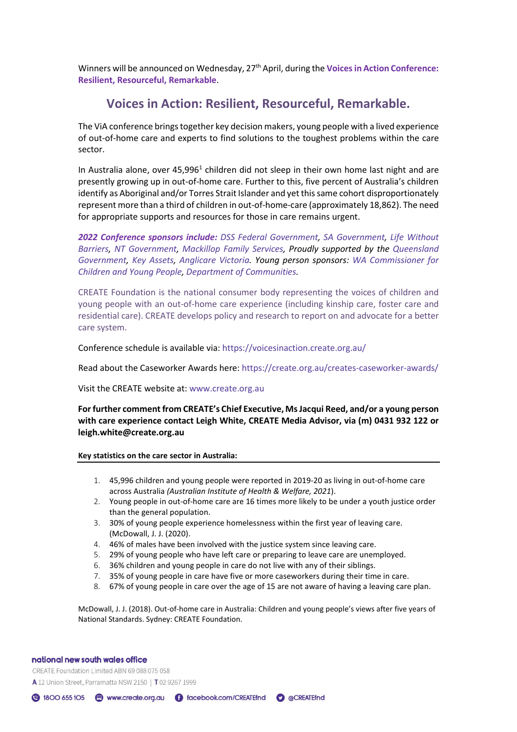Winners will be announced on Wednesday, 27th April, during the **Voices in Action Conference: Resilient, Resourceful, Remarkable**.

## Voices in Action: Resilient, Resourceful, Remarkable.

The ViA conference brings together key decision makers, young people with a lived experience of out-of-home care and experts to find solutions to the toughest problems within the care sector.

In Australia alone, over 45,996[1] children did not sleep in their own home last night and are presently growing up in out-of-home care. Further to this, five percent of Australia's children identify as Aboriginal and/or Torres Strait Islander and yet this same cohort disproportionately represent more than a third of children in out-of-home-care (approximately 18,862). The need for appropriate supports and resources for those in care remains urgent.

***2022 Conference sponsors include:*** *DSS Federal Government, SA Government, Life Without Barriers, NT Government, Mackillop Family Services, Proudly supported by the Queensland Government, Key Assets, Anglicare Victoria. Young person sponsors: WA Commissioner for Children and Young People, Department of Communities.*

CREATE Foundation is the national consumer body representing the voices of children and young people with an out-of-home care experience (including kinship care, foster care and residential care). CREATE develops policy and research to report on and advocate for a better care system.

Conference schedule is available via: https://voicesinaction.create.org.au/

Read about the Caseworker Awards here: https://create.org.au/creates-caseworker-awards/

Visit the CREATE website at: www.create.org.au

**For further comment from CREATE's Chief Executive, Ms Jacqui Reed, and/or a young person with care experience contact Leigh White, CREATE Media Advisor, via (m) 0431 932 122 or leigh.white@create.org.au**

**Key statistics on the care sector in Australia:**

1. 45,996 children and young people were reported in 2019-20 as living in out-of-home care across Australia *(Australian Institute of Health & Welfare, 2021*).
2. Young people in out-of-home care are 16 times more likely to be under a youth justice order than the general population.
3. 30% of young people experience homelessness within the first year of leaving care. (McDowall, J. J. (2020).
4. 46% of males have been involved with the justice system since leaving care.
5. 29% of young people who have left care or preparing to leave care are unemployed.
6. 36% children and young people in care do not live with any of their siblings.
7. 35% of young people in care have five or more caseworkers during their time in care.
8. 67% of young people in care over the age of 15 are not aware of having a leaving care plan.

McDowall, J. J. (2018). Out-of-home care in Australia: Children and young people's views after five years of National Standards. Sydney: CREATE Foundation.

**national new south wales office**

CREATE Foundation Limited ABN 69 088 075 058

**A** 12 Union Street, Parramatta NSW 2150 | **T** 02 9267 1999

1800 655 105 www.create.org.au facebook.com/CREATEfnd @CREATEfnd